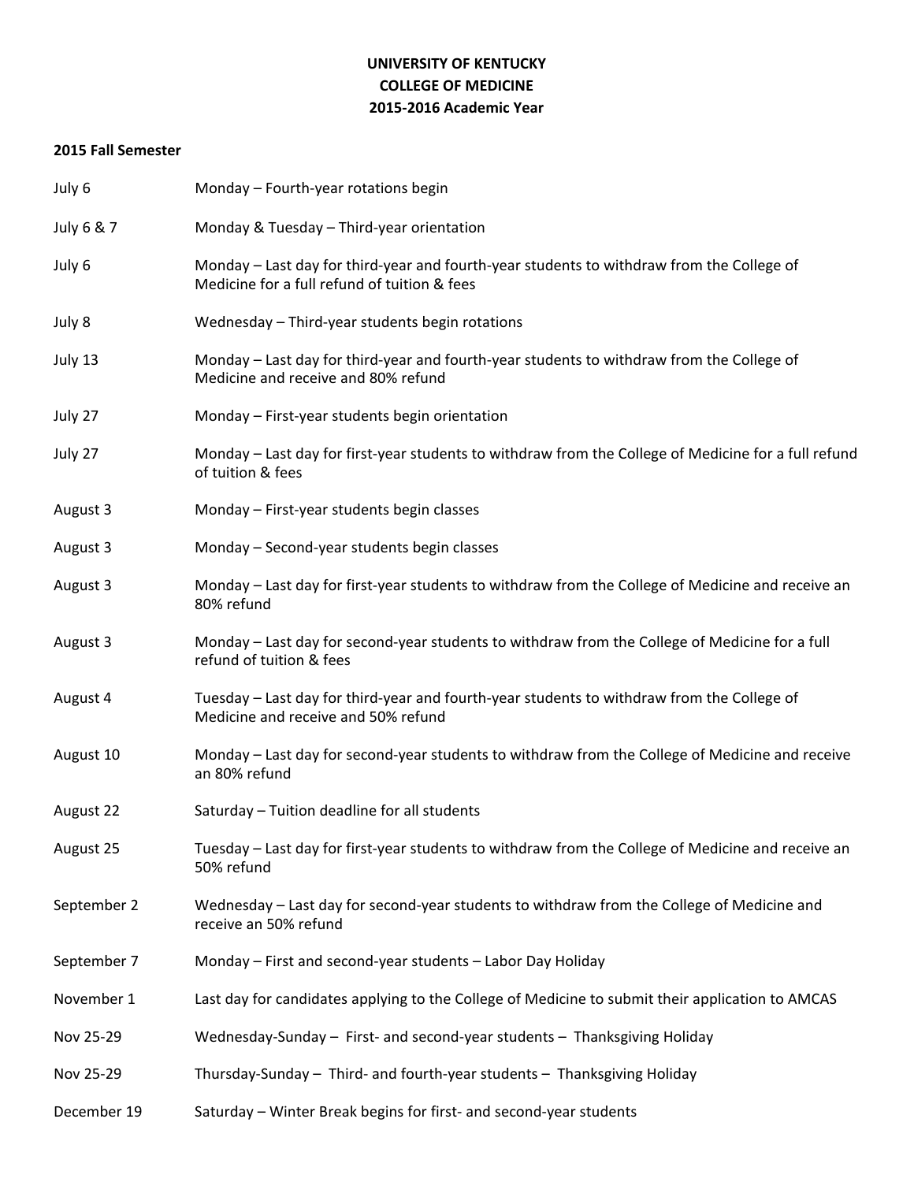**UNIVERSITY OF KENTUCKY**
**COLLEGE OF MEDICINE**
**2015-2016 Academic Year**

**2015 Fall Semester**

| | |
|---|---|
| July 6 | Monday – Fourth-year rotations begin |
| July 6 & 7 | Monday & Tuesday – Third-year orientation |
| July 6 | Monday – Last day for third-year and fourth-year students to withdraw from the College of Medicine for a full refund of tuition & fees |
| July 8 | Wednesday – Third-year students begin rotations |
| July 13 | Monday – Last day for third-year and fourth-year students to withdraw from the College of Medicine and receive and 80% refund |
| July 27 | Monday – First-year students begin orientation |
| July 27 | Monday – Last day for first-year students to withdraw from the College of Medicine for a full refund of tuition & fees |
| August 3 | Monday – First-year students begin classes |
| August 3 | Monday – Second-year students begin classes |
| August 3 | Monday – Last day for first-year students to withdraw from the College of Medicine and receive an 80% refund |
| August 3 | Monday – Last day for second-year students to withdraw from the College of Medicine for a full refund of tuition & fees |
| August 4 | Tuesday – Last day for third-year and fourth-year students to withdraw from the College of Medicine and receive and 50% refund |
| August 10 | Monday – Last day for second-year students to withdraw from the College of Medicine and receive an 80% refund |
| August 22 | Saturday – Tuition deadline for all students |
| August 25 | Tuesday – Last day for first-year students to withdraw from the College of Medicine and receive an 50% refund |
| September 2 | Wednesday – Last day for second-year students to withdraw from the College of Medicine and receive an 50% refund |
| September 7 | Monday – First and second-year students – Labor Day Holiday |
| November 1 | Last day for candidates applying to the College of Medicine to submit their application to AMCAS |
| Nov 25-29 | Wednesday-Sunday – First- and second-year students – Thanksgiving Holiday |
| Nov 25-29 | Thursday-Sunday – Third- and fourth-year students – Thanksgiving Holiday |
| December 19 | Saturday – Winter Break begins for first- and second-year students |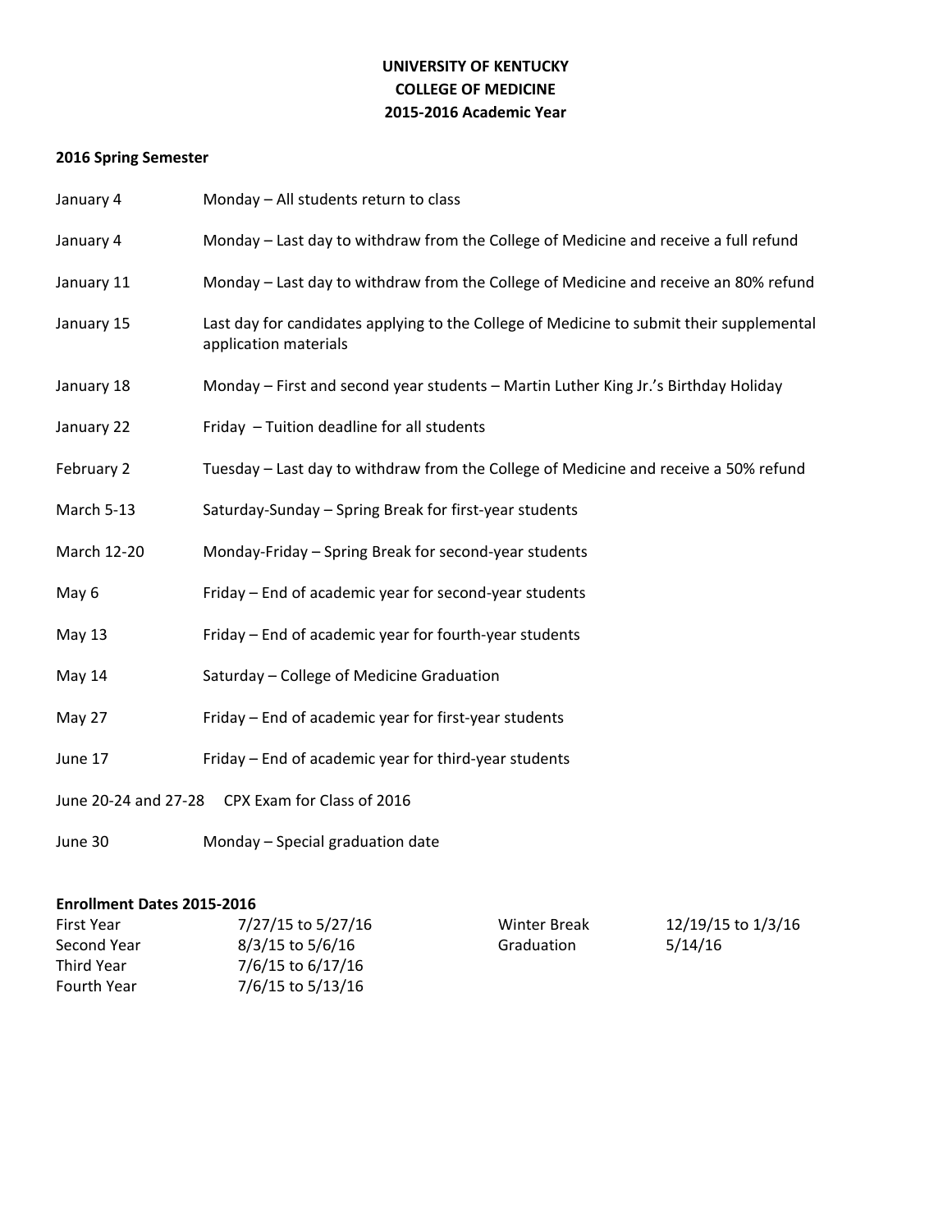**UNIVERSITY OF KENTUCKY**
**COLLEGE OF MEDICINE**
**2015-2016 Academic Year**

**2016 Spring Semester**

| | |
|---|---|
| January 4 | Monday – All students return to class |
| January 4 | Monday – Last day to withdraw from the College of Medicine and receive a full refund |
| January 11 | Monday – Last day to withdraw from the College of Medicine and receive an 80% refund |
| January 15 | Last day for candidates applying to the College of Medicine to submit their supplemental application materials |
| January 18 | Monday – First and second year students – Martin Luther King Jr.'s Birthday Holiday |
| January 22 | Friday – Tuition deadline for all students |
| February 2 | Tuesday – Last day to withdraw from the College of Medicine and receive a 50% refund |
| March 5-13 | Saturday-Sunday – Spring Break for first-year students |
| March 12-20 | Monday-Friday – Spring Break for second-year students |
| May 6 | Friday – End of academic year for second-year students |
| May 13 | Friday – End of academic year for fourth-year students |
| May 14 | Saturday – College of Medicine Graduation |
| May 27 | Friday – End of academic year for first-year students |
| June 17 | Friday – End of academic year for third-year students |
| June 20-24 and 27-28 | CPX Exam for Class of 2016 |
| June 30 | Monday – Special graduation date |

**Enrollment Dates 2015-2016**

| | | | |
|---|---|---|---|
| First Year | 7/27/15 to 5/27/16 | Winter Break | 12/19/15 to 1/3/16 |
| Second Year | 8/3/15 to 5/6/16 | Graduation | 5/14/16 |
| Third Year | 7/6/15 to 6/17/16 | | |
| Fourth Year | 7/6/15 to 5/13/16 | | |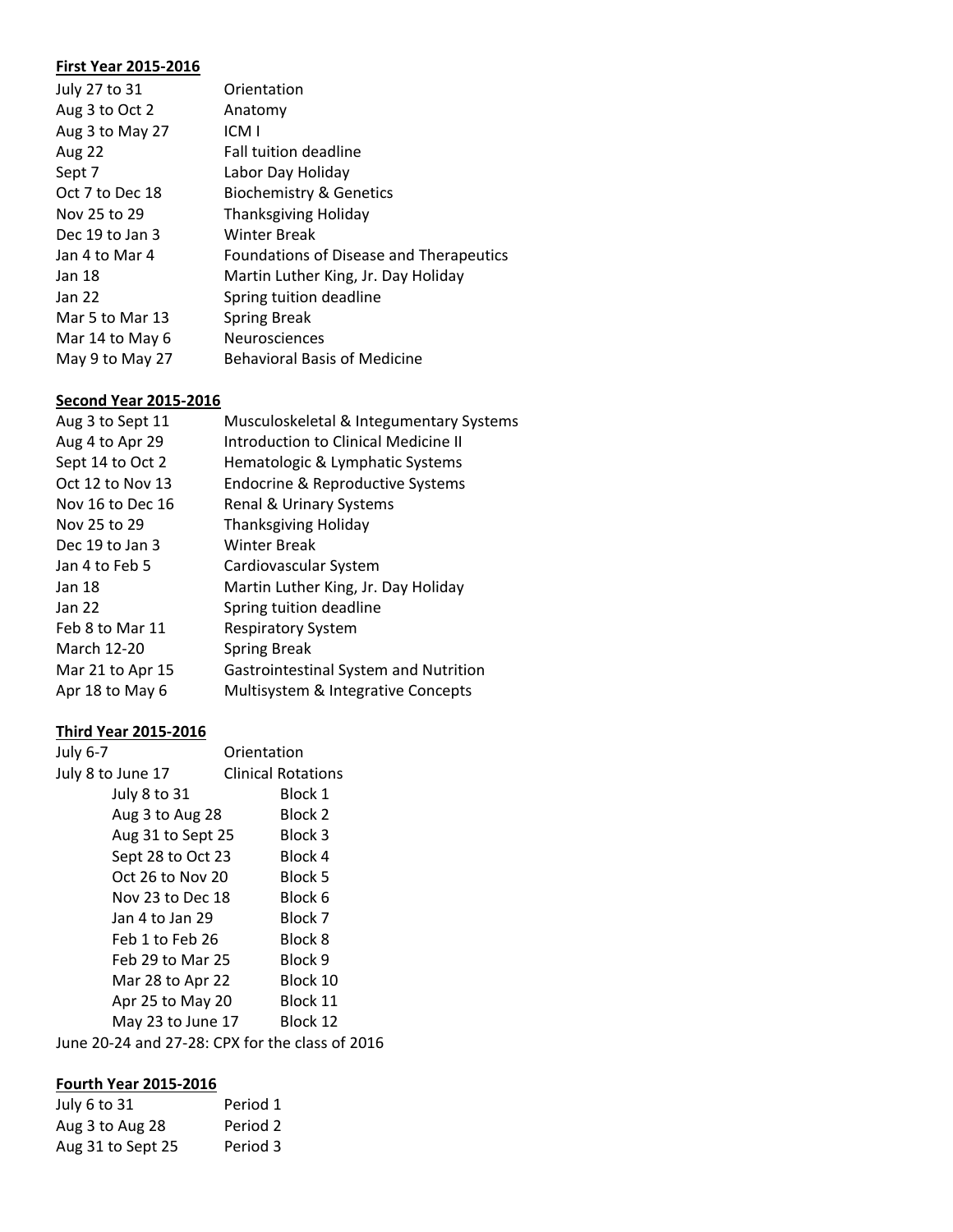**First Year 2015-2016**

| | |
|---|---|
| July 27 to 31 | Orientation |
| Aug 3 to Oct 2 | Anatomy |
| Aug 3 to May 27 | ICM I |
| Aug 22 | Fall tuition deadline |
| Sept 7 | Labor Day Holiday |
| Oct 7 to Dec 18 | Biochemistry & Genetics |
| Nov 25 to 29 | Thanksgiving Holiday |
| Dec 19 to Jan 3 | Winter Break |
| Jan 4 to Mar 4 | Foundations of Disease and Therapeutics |
| Jan 18 | Martin Luther King, Jr. Day Holiday |
| Jan 22 | Spring tuition deadline |
| Mar 5 to Mar 13 | Spring Break |
| Mar 14 to May 6 | Neurosciences |
| May 9 to May 27 | Behavioral Basis of Medicine |

**Second Year 2015-2016**

| | |
|---|---|
| Aug 3 to Sept 11 | Musculoskeletal & Integumentary Systems |
| Aug 4 to Apr 29 | Introduction to Clinical Medicine II |
| Sept 14 to Oct 2 | Hematologic & Lymphatic Systems |
| Oct 12 to Nov 13 | Endocrine & Reproductive Systems |
| Nov 16 to Dec 16 | Renal & Urinary Systems |
| Nov 25 to 29 | Thanksgiving Holiday |
| Dec 19 to Jan 3 | Winter Break |
| Jan 4 to Feb 5 | Cardiovascular System |
| Jan 18 | Martin Luther King, Jr. Day Holiday |
| Jan 22 | Spring tuition deadline |
| Feb 8 to Mar 11 | Respiratory System |
| March 12-20 | Spring Break |
| Mar 21 to Apr 15 | Gastrointestinal System and Nutrition |
| Apr 18 to May 6 | Multisystem & Integrative Concepts |

**Third Year 2015-2016**

| | |
|---|---|
| July 6-7 | Orientation |
| July 8 to June 17 | Clinical Rotations |
| July 8 to 31 | Block 1 |
| Aug 3 to Aug 28 | Block 2 |
| Aug 31 to Sept 25 | Block 3 |
| Sept 28 to Oct 23 | Block 4 |
| Oct 26 to Nov 20 | Block 5 |
| Nov 23 to Dec 18 | Block 6 |
| Jan 4 to Jan 29 | Block 7 |
| Feb 1 to Feb 26 | Block 8 |
| Feb 29 to Mar 25 | Block 9 |
| Mar 28 to Apr 22 | Block 10 |
| Apr 25 to May 20 | Block 11 |
| May 23 to June 17 | Block 12 |

June 20-24 and 27-28: CPX for the class of 2016

**Fourth Year 2015-2016**

| | |
|---|---|
| July 6 to 31 | Period 1 |
| Aug 3 to Aug 28 | Period 2 |
| Aug 31 to Sept 25 | Period 3 |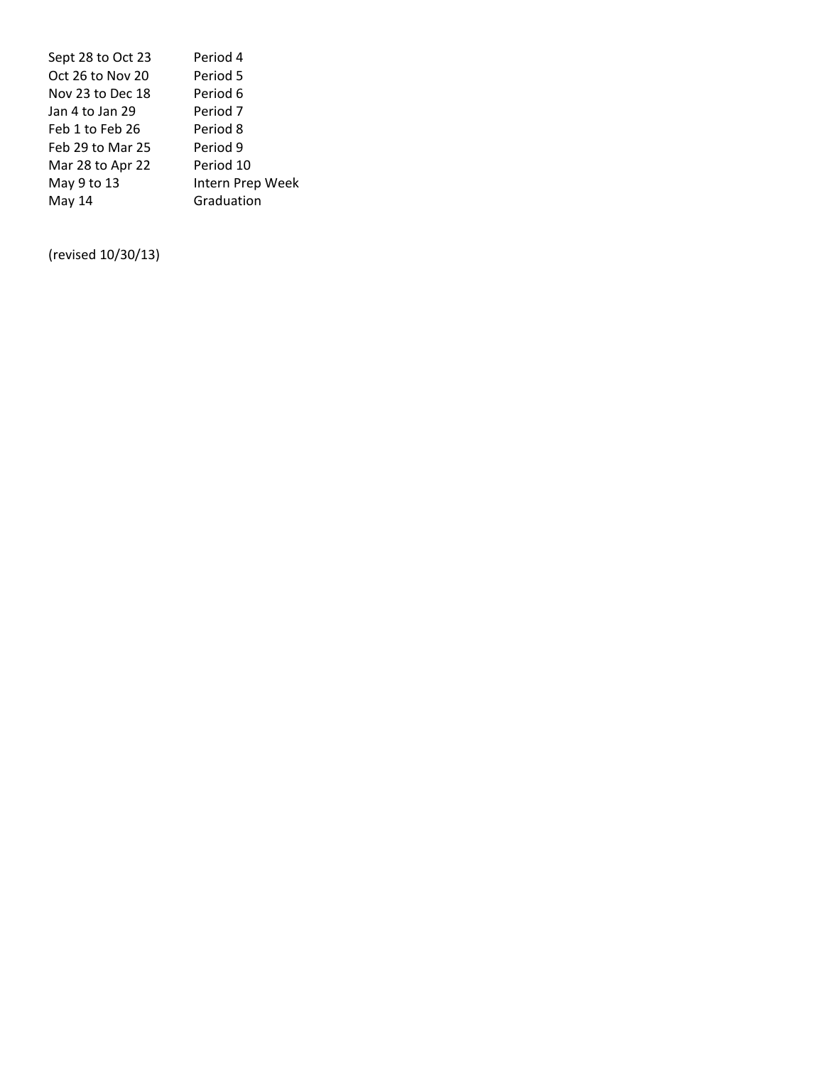| | |
|---|---|
| Sept 28 to Oct 23 | Period 4 |
| Oct 26 to Nov 20 | Period 5 |
| Nov 23 to Dec 18 | Period 6 |
| Jan 4 to Jan 29 | Period 7 |
| Feb 1 to Feb 26 | Period 8 |
| Feb 29 to Mar 25 | Period 9 |
| Mar 28 to Apr 22 | Period 10 |
| May 9 to 13 | Intern Prep Week |
| May 14 | Graduation |

(revised 10/30/13)